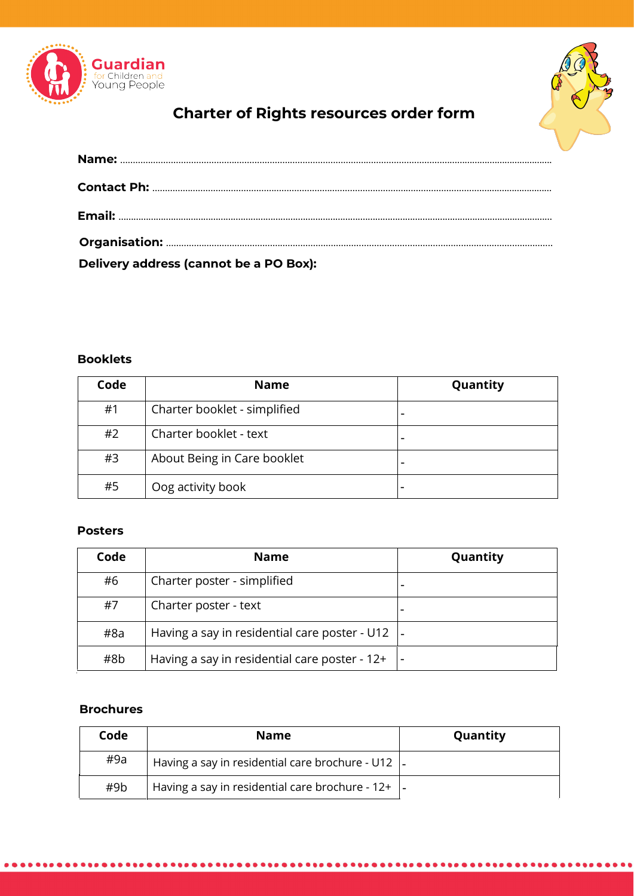Guardian for Children and Young People

# Charter of Rights resources order form

**Name:** ........................................................................................................................................................

**Contact Ph:** ..................................................................................................................................................

**Email:** ........................................................................................................................................................

**Organisation:** ..............................................................................................................................................

**Delivery address (cannot be a PO Box):**

### Booklets

| Code | Name | Quantity |
| --- | --- | --- |
| #1 | Charter booklet - simplified | - |
| #2 | Charter booklet - text | - |
| #3 | About Being in Care booklet | - |
| #5 | Oog activity book | - |

### Posters

| Code | Name | Quantity |
| --- | --- | --- |
| #6 | Charter poster - simplified | - |
| #7 | Charter poster - text | - |
| #8a | Having a say in residential care poster - U12 | - |
| #8b | Having a say in residential care poster - 12+ | - |

### Brochures

| Code | Name | Quantity |
| --- | --- | --- |
| #9a | Having a say in residential care brochure - U12 | - |
| #9b | Having a say in residential care brochure - 12+ | - |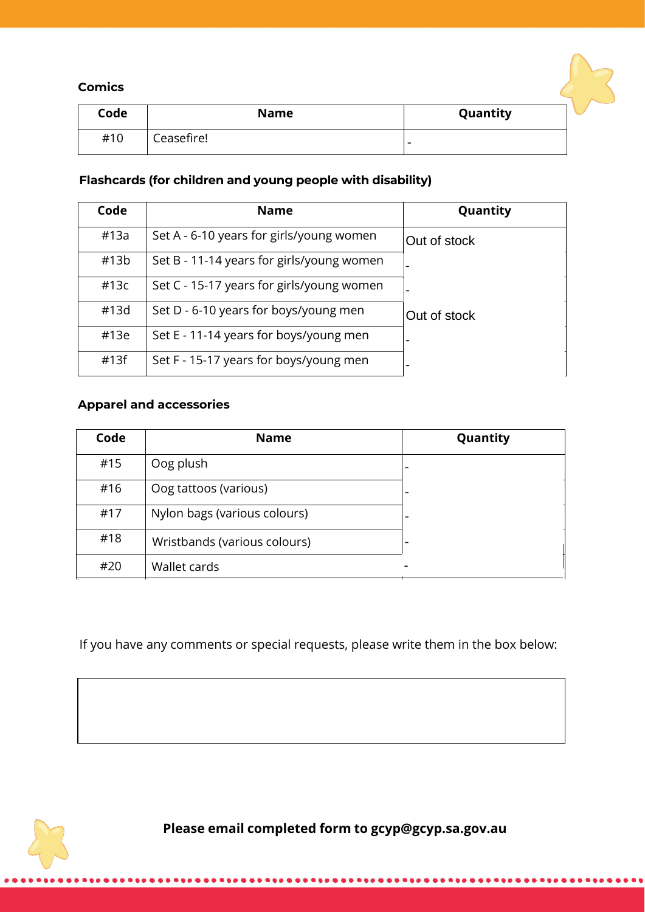**Comics**

| Code | Name | Quantity |
|---|---|---|
| #10 | Ceasefire! | - |

**Flashcards (for children and young people with disability)**

| Code | Name | Quantity |
|---|---|---|
| #13a | Set A - 6-10 years for girls/young women | Out of stock |
| #13b | Set B - 11-14 years for girls/young women | - |
| #13c | Set C - 15-17 years for girls/young women | - |
| #13d | Set D - 6-10 years for boys/young men | Out of stock |
| #13e | Set E - 11-14 years for boys/young men | - |
| #13f | Set F - 15-17 years for boys/young men | - |

**Apparel and accessories**

| Code | Name | Quantity |
|---|---|---|
| #15 | Oog plush | - |
| #16 | Oog tattoos (various) | - |
| #17 | Nylon bags (various colours) | - |
| #18 | Wristbands (various colours) | - |
| #20 | Wallet cards | - |

If you have any comments or special requests, please write them in the box below:

**Please email completed form to gcyp@gcyp.sa.gov.au**